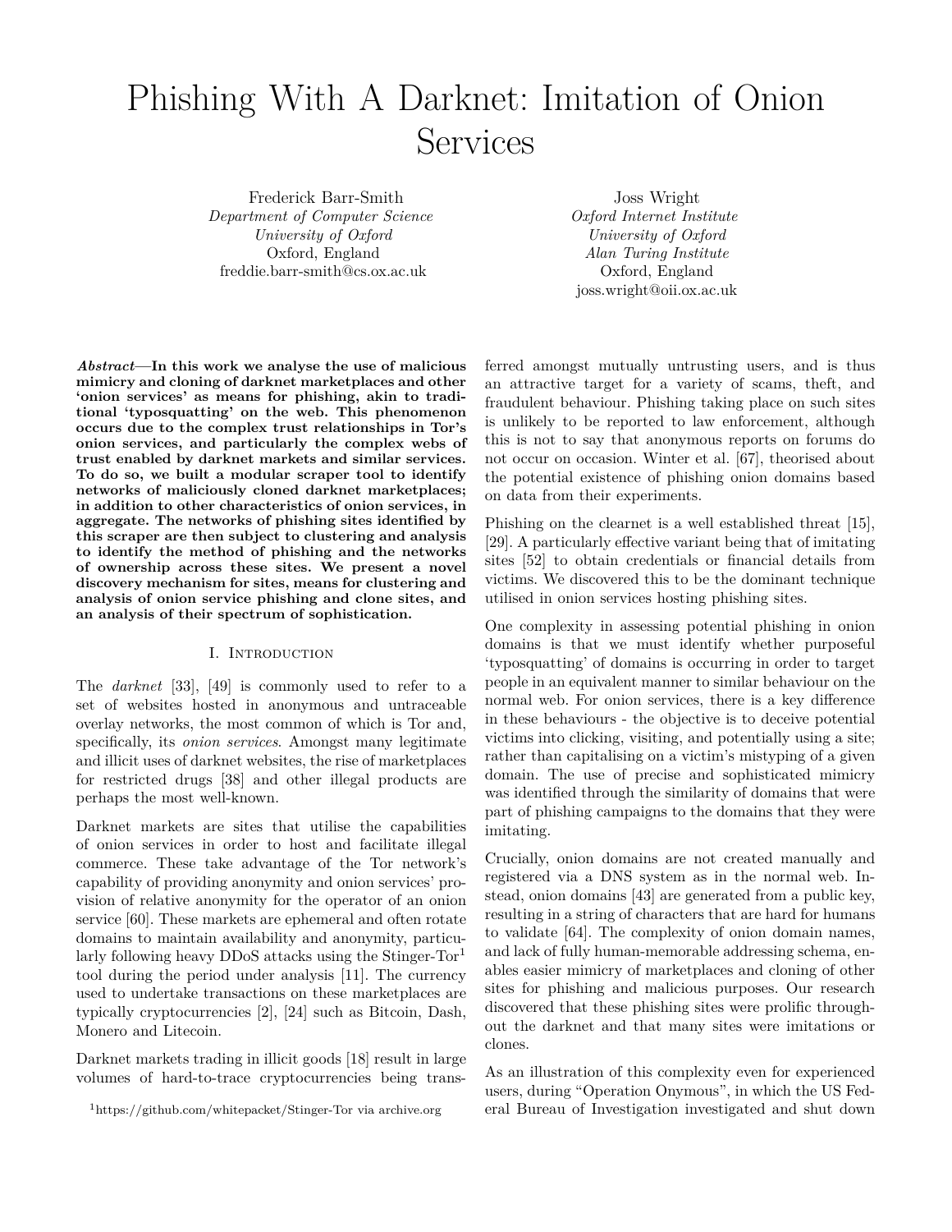# Phishing With A Darknet: Imitation of Onion Services

Frederick Barr-Smith
*Department of Computer Science*
*University of Oxford*
Oxford, England
freddie.barr-smith@cs.ox.ac.uk

Joss Wright
*Oxford Internet Institute*
*University of Oxford*
*Alan Turing Institute*
Oxford, England
joss.wright@oii.ox.ac.uk

***Abstract*—In this work we analyse the use of malicious mimicry and cloning of darknet marketplaces and other 'onion services' as means for phishing, akin to traditional 'typosquatting' on the web. This phenomenon occurs due to the complex trust relationships in Tor's onion services, and particularly the complex webs of trust enabled by darknet markets and similar services. To do so, we built a modular scraper tool to identify networks of maliciously cloned darknet marketplaces; in addition to other characteristics of onion services, in aggregate. The networks of phishing sites identified by this scraper are then subject to clustering and analysis to identify the method of phishing and the networks of ownership across these sites. We present a novel discovery mechanism for sites, means for clustering and analysis of onion service phishing and clone sites, and an analysis of their spectrum of sophistication.**

## I. Introduction

The *darknet* [33], [49] is commonly used to refer to a set of websites hosted in anonymous and untraceable overlay networks, the most common of which is Tor and, specifically, its *onion services*. Amongst many legitimate and illicit uses of darknet websites, the rise of marketplaces for restricted drugs [38] and other illegal products are perhaps the most well-known.

Darknet markets are sites that utilise the capabilities of onion services in order to host and facilitate illegal commerce. These take advantage of the Tor network's capability of providing anonymity and onion services' provision of relative anonymity for the operator of an onion service [60]. These markets are ephemeral and often rotate domains to maintain availability and anonymity, particularly following heavy DDoS attacks using the Stinger-Tor[1] tool during the period under analysis [11]. The currency used to undertake transactions on these marketplaces are typically cryptocurrencies [2], [24] such as Bitcoin, Dash, Monero and Litecoin.

Darknet markets trading in illicit goods [18] result in large volumes of hard-to-trace cryptocurrencies being transferred amongst mutually untrusting users, and is thus an attractive target for a variety of scams, theft, and fraudulent behaviour. Phishing taking place on such sites is unlikely to be reported to law enforcement, although this is not to say that anonymous reports on forums do not occur on occasion. Winter et al. [67], theorised about the potential existence of phishing onion domains based on data from their experiments.

Phishing on the clearnet is a well established threat [15], [29]. A particularly effective variant being that of imitating sites [52] to obtain credentials or financial details from victims. We discovered this to be the dominant technique utilised in onion services hosting phishing sites.

One complexity in assessing potential phishing in onion domains is that we must identify whether purposeful 'typosquatting' of domains is occurring in order to target people in an equivalent manner to similar behaviour on the normal web. For onion services, there is a key difference in these behaviours - the objective is to deceive potential victims into clicking, visiting, and potentially using a site; rather than capitalising on a victim's mistyping of a given domain. The use of precise and sophisticated mimicry was identified through the similarity of domains that were part of phishing campaigns to the domains that they were imitating.

Crucially, onion domains are not created manually and registered via a DNS system as in the normal web. Instead, onion domains [43] are generated from a public key, resulting in a string of characters that are hard for humans to validate [64]. The complexity of onion domain names, and lack of fully human-memorable addressing schema, enables easier mimicry of marketplaces and cloning of other sites for phishing and malicious purposes. Our research discovered that these phishing sites were prolific throughout the darknet and that many sites were imitations or clones.

As an illustration of this complexity even for experienced users, during "Operation Onymous", in which the US Federal Bureau of Investigation investigated and shut down

[1] https://github.com/whitepacket/Stinger-Tor via archive.org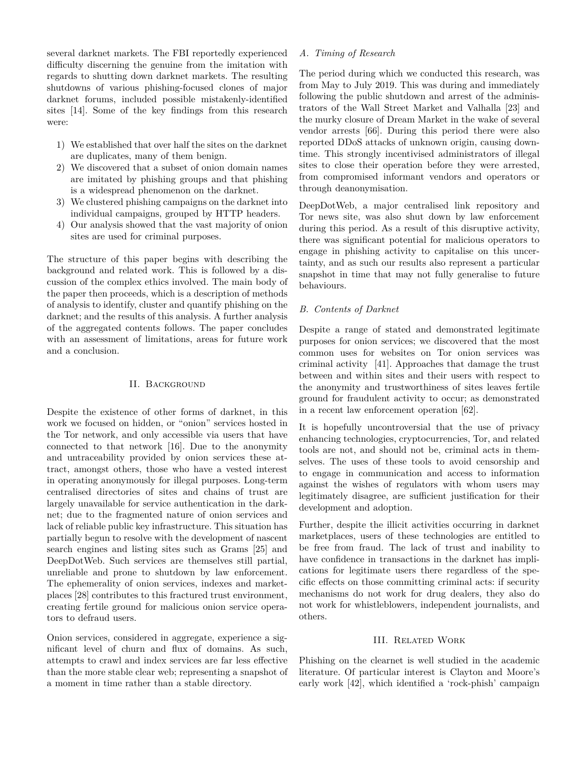several darknet markets. The FBI reportedly experienced difficulty discerning the genuine from the imitation with regards to shutting down darknet markets. The resulting shutdowns of various phishing-focused clones of major darknet forums, included possible mistakenly-identified sites [14]. Some of the key findings from this research were:

1) We established that over half the sites on the darknet are duplicates, many of them benign.
2) We discovered that a subset of onion domain names are imitated by phishing groups and that phishing is a widespread phenomenon on the darknet.
3) We clustered phishing campaigns on the darknet into individual campaigns, grouped by HTTP headers.
4) Our analysis showed that the vast majority of onion sites are used for criminal purposes.

The structure of this paper begins with describing the background and related work. This is followed by a discussion of the complex ethics involved. The main body of the paper then proceeds, which is a description of methods of analysis to identify, cluster and quantify phishing on the darknet; and the results of this analysis. A further analysis of the aggregated contents follows. The paper concludes with an assessment of limitations, areas for future work and a conclusion.

## II. Background

Despite the existence of other forms of darknet, in this work we focused on hidden, or "onion" services hosted in the Tor network, and only accessible via users that have connected to that network [16]. Due to the anonymity and untraceability provided by onion services these attract, amongst others, those who have a vested interest in operating anonymously for illegal purposes. Long-term centralised directories of sites and chains of trust are largely unavailable for service authentication in the darknet; due to the fragmented nature of onion services and lack of reliable public key infrastructure. This situation has partially begun to resolve with the development of nascent search engines and listing sites such as Grams [25] and DeepDotWeb. Such services are themselves still partial, unreliable and prone to shutdown by law enforcement. The ephemerality of onion services, indexes and marketplaces [28] contributes to this fractured trust environment, creating fertile ground for malicious onion service operators to defraud users.

Onion services, considered in aggregate, experience a significant level of churn and flux of domains. As such, attempts to crawl and index services are far less effective than the more stable clear web; representing a snapshot of a moment in time rather than a stable directory.

### A. Timing of Research

The period during which we conducted this research, was from May to July 2019. This was during and immediately following the public shutdown and arrest of the administrators of the Wall Street Market and Valhalla [23] and the murky closure of Dream Market in the wake of several vendor arrests [66]. During this period there were also reported DDoS attacks of unknown origin, causing downtime. This strongly incentivised administrators of illegal sites to close their operation before they were arrested, from compromised informant vendors and operators or through deanonymisation.

DeepDotWeb, a major centralised link repository and Tor news site, was also shut down by law enforcement during this period. As a result of this disruptive activity, there was significant potential for malicious operators to engage in phishing activity to capitalise on this uncertainty, and as such our results also represent a particular snapshot in time that may not fully generalise to future behaviours.

### B. Contents of Darknet

Despite a range of stated and demonstrated legitimate purposes for onion services; we discovered that the most common uses for websites on Tor onion services was criminal activity [41]. Approaches that damage the trust between and within sites and their users with respect to the anonymity and trustworthiness of sites leaves fertile ground for fraudulent activity to occur; as demonstrated in a recent law enforcement operation [62].

It is hopefully uncontroversial that the use of privacy enhancing technologies, cryptocurrencies, Tor, and related tools are not, and should not be, criminal acts in themselves. The uses of these tools to avoid censorship and to engage in communication and access to information against the wishes of regulators with whom users may legitimately disagree, are sufficient justification for their development and adoption.

Further, despite the illicit activities occurring in darknet marketplaces, users of these technologies are entitled to be free from fraud. The lack of trust and inability to have confidence in transactions in the darknet has implications for legitimate users there regardless of the specific effects on those committing criminal acts: if security mechanisms do not work for drug dealers, they also do not work for whistleblowers, independent journalists, and others.

## III. Related Work

Phishing on the clearnet is well studied in the academic literature. Of particular interest is Clayton and Moore's early work [42], which identified a 'rock-phish' campaign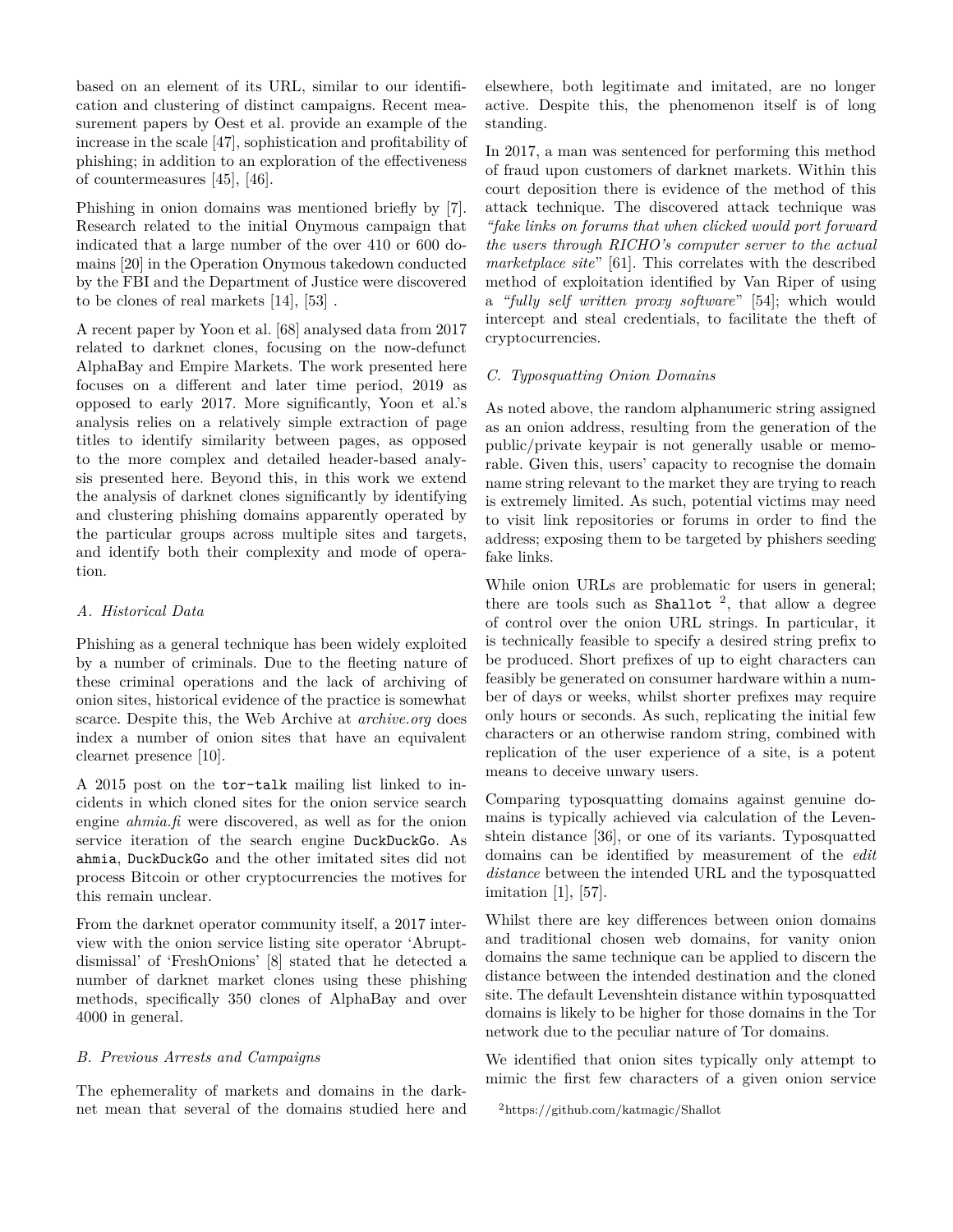based on an element of its URL, similar to our identification and clustering of distinct campaigns. Recent measurement papers by Oest et al. provide an example of the increase in the scale [47], sophistication and profitability of phishing; in addition to an exploration of the effectiveness of countermeasures [45], [46].

Phishing in onion domains was mentioned briefly by [7]. Research related to the initial Onymous campaign that indicated that a large number of the over 410 or 600 domains [20] in the Operation Onymous takedown conducted by the FBI and the Department of Justice were discovered to be clones of real markets [14], [53] .

A recent paper by Yoon et al. [68] analysed data from 2017 related to darknet clones, focusing on the now-defunct AlphaBay and Empire Markets. The work presented here focuses on a different and later time period, 2019 as opposed to early 2017. More significantly, Yoon et al.'s analysis relies on a relatively simple extraction of page titles to identify similarity between pages, as opposed to the more complex and detailed header-based analysis presented here. Beyond this, in this work we extend the analysis of darknet clones significantly by identifying and clustering phishing domains apparently operated by the particular groups across multiple sites and targets, and identify both their complexity and mode of operation.

### *A. Historical Data*

Phishing as a general technique has been widely exploited by a number of criminals. Due to the fleeting nature of these criminal operations and the lack of archiving of onion sites, historical evidence of the practice is somewhat scarce. Despite this, the Web Archive at *archive.org* does index a number of onion sites that have an equivalent clearnet presence [10].

A 2015 post on the `tor-talk` mailing list linked to incidents in which cloned sites for the onion service search engine *ahmia.fi* were discovered, as well as for the onion service iteration of the search engine `DuckDuckGo`. As `ahmia`, `DuckDuckGo` and the other imitated sites did not process Bitcoin or other cryptocurrencies the motives for this remain unclear.

From the darknet operator community itself, a 2017 interview with the onion service listing site operator 'Abruptdismissal' of 'FreshOnions' [8] stated that he detected a number of darknet market clones using these phishing methods, specifically 350 clones of AlphaBay and over 4000 in general.

### *B. Previous Arrests and Campaigns*

The ephemerality of markets and domains in the darknet mean that several of the domains studied here and elsewhere, both legitimate and imitated, are no longer active. Despite this, the phenomenon itself is of long standing.

In 2017, a man was sentenced for performing this method of fraud upon customers of darknet markets. Within this court deposition there is evidence of the method of this attack technique. The discovered attack technique was *"fake links on forums that when clicked would port forward the users through RICHO's computer server to the actual marketplace site"* [61]. This correlates with the described method of exploitation identified by Van Riper of using a *"fully self written proxy software"* [54]; which would intercept and steal credentials, to facilitate the theft of cryptocurrencies.

### *C. Typosquatting Onion Domains*

As noted above, the random alphanumeric string assigned as an onion address, resulting from the generation of the public/private keypair is not generally usable or memorable. Given this, users' capacity to recognise the domain name string relevant to the market they are trying to reach is extremely limited. As such, potential victims may need to visit link repositories or forums in order to find the address; exposing them to be targeted by phishers seeding fake links.

While onion URLs are problematic for users in general; there are tools such as `Shallot` [2], that allow a degree of control over the onion URL strings. In particular, it is technically feasible to specify a desired string prefix to be produced. Short prefixes of up to eight characters can feasibly be generated on consumer hardware within a number of days or weeks, whilst shorter prefixes may require only hours or seconds. As such, replicating the initial few characters or an otherwise random string, combined with replication of the user experience of a site, is a potent means to deceive unwary users.

Comparing typosquatting domains against genuine domains is typically achieved via calculation of the Levenshtein distance [36], or one of its variants. Typosquatted domains can be identified by measurement of the *edit distance* between the intended URL and the typosquatted imitation [1], [57].

Whilst there are key differences between onion domains and traditional chosen web domains, for vanity onion domains the same technique can be applied to discern the distance between the intended destination and the cloned site. The default Levenshtein distance within typosquatted domains is likely to be higher for those domains in the Tor network due to the peculiar nature of Tor domains.

We identified that onion sites typically only attempt to mimic the first few characters of a given onion service

[2] https://github.com/katmagic/Shallot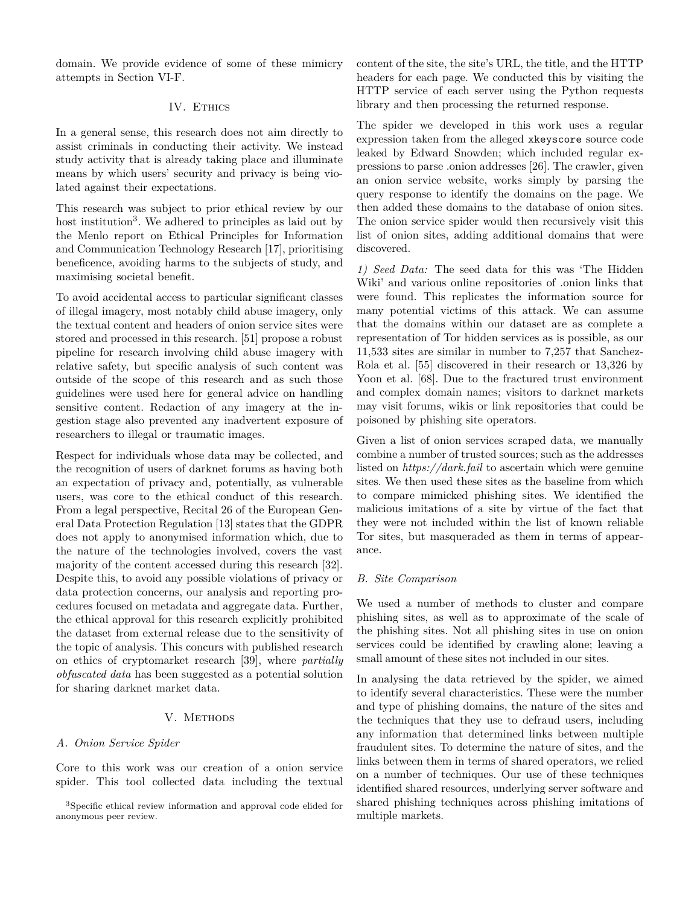domain. We provide evidence of some of these mimicry attempts in Section VI-F.

## IV. Ethics

In a general sense, this research does not aim directly to assist criminals in conducting their activity. We instead study activity that is already taking place and illuminate means by which users' security and privacy is being violated against their expectations.

This research was subject to prior ethical review by our host institution[3]. We adhered to principles as laid out by the Menlo report on Ethical Principles for Information and Communication Technology Research [17], prioritising beneficence, avoiding harms to the subjects of study, and maximising societal benefit.

To avoid accidental access to particular significant classes of illegal imagery, most notably child abuse imagery, only the textual content and headers of onion service sites were stored and processed in this research. [51] propose a robust pipeline for research involving child abuse imagery with relative safety, but specific analysis of such content was outside of the scope of this research and as such those guidelines were used here for general advice on handling sensitive content. Redaction of any imagery at the ingestion stage also prevented any inadvertent exposure of researchers to illegal or traumatic images.

Respect for individuals whose data may be collected, and the recognition of users of darknet forums as having both an expectation of privacy and, potentially, as vulnerable users, was core to the ethical conduct of this research. From a legal perspective, Recital 26 of the European General Data Protection Regulation [13] states that the GDPR does not apply to anonymised information which, due to the nature of the technologies involved, covers the vast majority of the content accessed during this research [32]. Despite this, to avoid any possible violations of privacy or data protection concerns, our analysis and reporting procedures focused on metadata and aggregate data. Further, the ethical approval for this research explicitly prohibited the dataset from external release due to the sensitivity of the topic of analysis. This concurs with published research on ethics of cryptomarket research [39], where *partially obfuscated data* has been suggested as a potential solution for sharing darknet market data.

## V. Methods

### A. Onion Service Spider

Core to this work was our creation of a onion service spider. This tool collected data including the textual content of the site, the site's URL, the title, and the HTTP headers for each page. We conducted this by visiting the HTTP service of each server using the Python requests library and then processing the returned response.

The spider we developed in this work uses a regular expression taken from the alleged `xkeyscore` source code leaked by Edward Snowden; which included regular expressions to parse .onion addresses [26]. The crawler, given an onion service website, works simply by parsing the query response to identify the domains on the page. We then added these domains to the database of onion sites. The onion service spider would then recursively visit this list of onion sites, adding additional domains that were discovered.

*1) Seed Data:* The seed data for this was 'The Hidden Wiki' and various online repositories of .onion links that were found. This replicates the information source for many potential victims of this attack. We can assume that the domains within our dataset are as complete a representation of Tor hidden services as is possible, as our 11,533 sites are similar in number to 7,257 that Sanchez-Rola et al. [55] discovered in their research or 13,326 by Yoon et al. [68]. Due to the fractured trust environment and complex domain names; visitors to darknet markets may visit forums, wikis or link repositories that could be poisoned by phishing site operators.

Given a list of onion services scraped data, we manually combine a number of trusted sources; such as the addresses listed on *https://dark.fail* to ascertain which were genuine sites. We then used these sites as the baseline from which to compare mimicked phishing sites. We identified the malicious imitations of a site by virtue of the fact that they were not included within the list of known reliable Tor sites, but masqueraded as them in terms of appearance.

### B. Site Comparison

We used a number of methods to cluster and compare phishing sites, as well as to approximate of the scale of the phishing sites. Not all phishing sites in use on onion services could be identified by crawling alone; leaving a small amount of these sites not included in our sites.

In analysing the data retrieved by the spider, we aimed to identify several characteristics. These were the number and type of phishing domains, the nature of the sites and the techniques that they use to defraud users, including any information that determined links between multiple fraudulent sites. To determine the nature of sites, and the links between them in terms of shared operators, we relied on a number of techniques. Our use of these techniques identified shared resources, underlying server software and shared phishing techniques across phishing imitations of multiple markets.

[3] Specific ethical review information and approval code elided for anonymous peer review.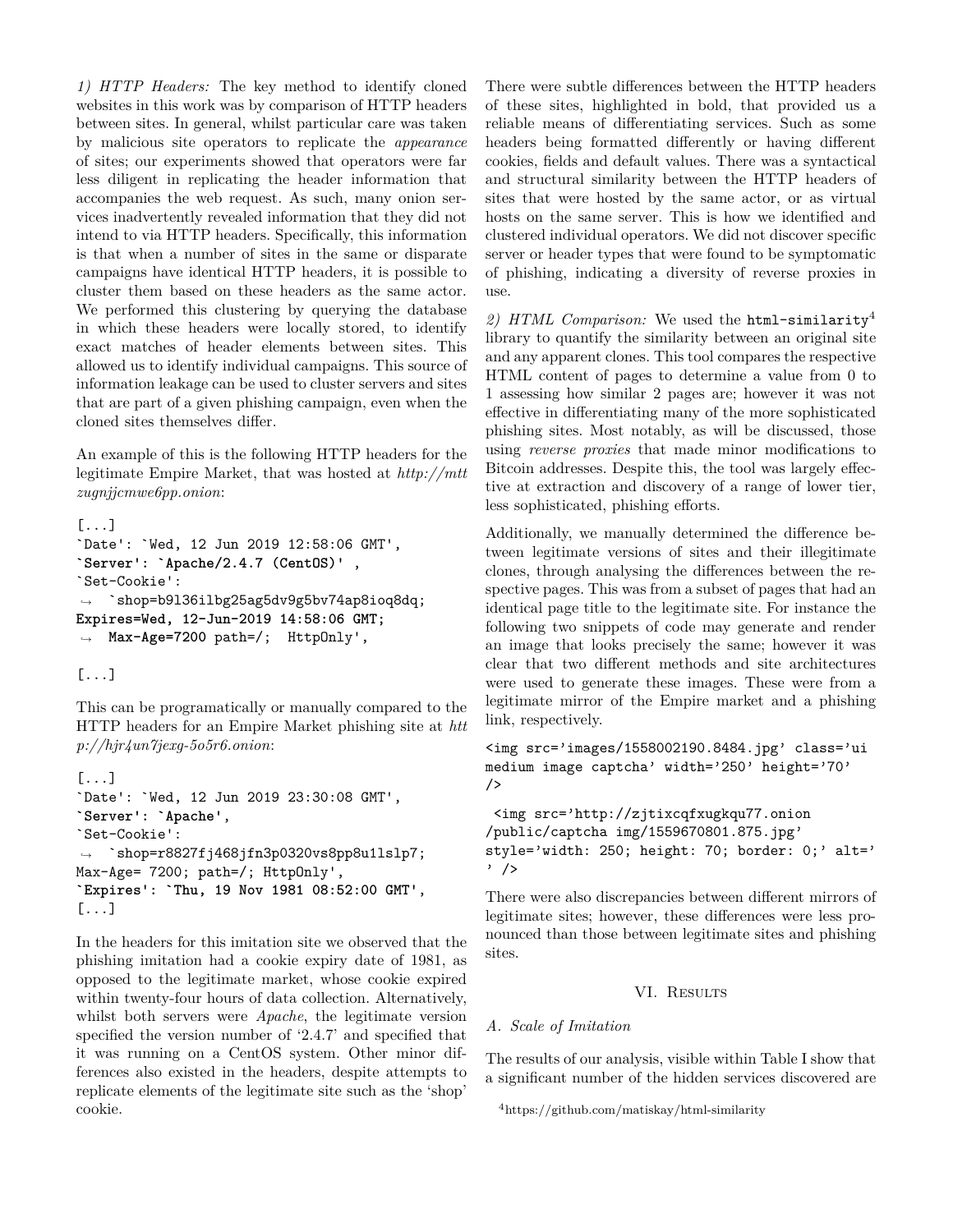*1) HTTP Headers:* The key method to identify cloned websites in this work was by comparison of HTTP headers between sites. In general, whilst particular care was taken by malicious site operators to replicate the *appearance* of sites; our experiments showed that operators were far less diligent in replicating the header information that accompanies the web request. As such, many onion services inadvertently revealed information that they did not intend to via HTTP headers. Specifically, this information is that when a number of sites in the same or disparate campaigns have identical HTTP headers, it is possible to cluster them based on these headers as the same actor. We performed this clustering by querying the database in which these headers were locally stored, to identify exact matches of header elements between sites. This allowed us to identify individual campaigns. This source of information leakage can be used to cluster servers and sites that are part of a given phishing campaign, even when the cloned sites themselves differ.

An example of this is the following HTTP headers for the legitimate Empire Market, that was hosted at *http://mttzugnjjcmwe6pp.onion*:

```
[...]
`Date': `Wed, 12 Jun 2019 12:58:06 GMT',
`Server': `Apache/2.4.7 (CentOS)' ,
`Set-Cookie':
→  `shop=b9l36ilbg25ag5dv9g5bv74ap8ioq8dq;
Expires=Wed, 12-Jun-2019 14:58:06 GMT;
→  Max-Age=7200 path=/;  HttpOnly',

[...]
```

This can be programatically or manually compared to the HTTP headers for an Empire Market phishing site at *http://hjr4un7jexg-5o5r6.onion*:

```
[...]
`Date': `Wed, 12 Jun 2019 23:30:08 GMT',
`Server': `Apache',
`Set-Cookie':
→  `shop=r8827fj468jfn3p0320vs8pp8u1lslp7;
Max-Age= 7200; path=/; HttpOnly',
`Expires': `Thu, 19 Nov 1981 08:52:00 GMT',
[...]
```

In the headers for this imitation site we observed that the phishing imitation had a cookie expiry date of 1981, as opposed to the legitimate market, whose cookie expired within twenty-four hours of data collection. Alternatively, whilst both servers were *Apache*, the legitimate version specified the version number of '2.4.7' and specified that it was running on a CentOS system. Other minor differences also existed in the headers, despite attempts to replicate elements of the legitimate site such as the 'shop' cookie.

There were subtle differences between the HTTP headers of these sites, highlighted in bold, that provided us a reliable means of differentiating services. Such as some headers being formatted differently or having different cookies, fields and default values. There was a syntactical and structural similarity between the HTTP headers of sites that were hosted by the same actor, or as virtual hosts on the same server. This is how we identified and clustered individual operators. We did not discover specific server or header types that were found to be symptomatic of phishing, indicating a diversity of reverse proxies in use.

*2) HTML Comparison:* We used the `html-similarity`[4] library to quantify the similarity between an original site and any apparent clones. This tool compares the respective HTML content of pages to determine a value from 0 to 1 assessing how similar 2 pages are; however it was not effective in differentiating many of the more sophisticated phishing sites. Most notably, as will be discussed, those using *reverse proxies* that made minor modifications to Bitcoin addresses. Despite this, the tool was largely effective at extraction and discovery of a range of lower tier, less sophisticated, phishing efforts.

Additionally, we manually determined the difference between legitimate versions of sites and their illegitimate clones, through analysing the differences between the respective pages. This was from a subset of pages that had an identical page title to the legitimate site. For instance the following two snippets of code may generate and render an image that looks precisely the same; however it was clear that two different methods and site architectures were used to generate these images. These were from a legitimate mirror of the Empire market and a phishing link, respectively.

```
<img src='images/1558002190.8484.jpg' class='ui
medium image captcha' width='250' height='70'
/>
```

```
 <img src='http://zjtixcqfxugkqu77.onion
/public/captcha img/1559670801.875.jpg'
style='width: 250; height: 70; border: 0;' alt='
' />
```

There were also discrepancies between different mirrors of legitimate sites; however, these differences were less pronounced than those between legitimate sites and phishing sites.

## VI. Results

### A. Scale of Imitation

The results of our analysis, visible within Table I show that a significant number of the hidden services discovered are

[4] https://github.com/matiskay/html-similarity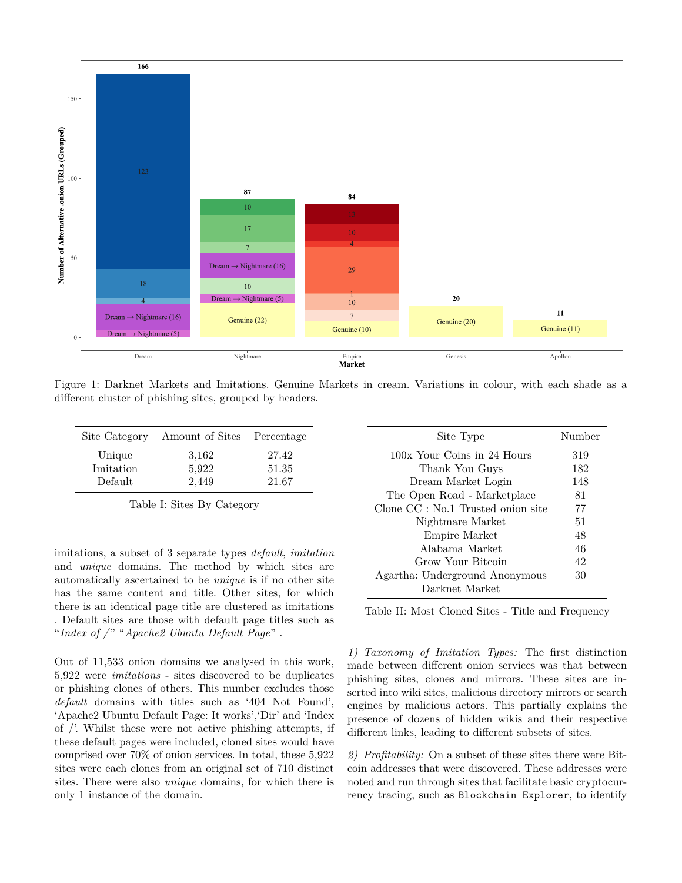Figure 1: Darknet Markets and Imitations. Genuine Markets in cream. Variations in colour, with each shade as a different cluster of phishing sites, grouped by headers.

| Site Category | Amount of Sites | Percentage |
|---|---|---|
| Unique | 3,162 | 27.42 |
| Imitation | 5,922 | 51.35 |
| Default | 2,449 | 21.67 |

Table I: Sites By Category

| Site Type | Number |
|---|---|
| 100x Your Coins in 24 Hours | 319 |
| Thank You Guys | 182 |
| Dream Market Login | 148 |
| The Open Road - Marketplace | 81 |
| Clone CC : No.1 Trusted onion site | 77 |
| Nightmare Market | 51 |
| Empire Market | 48 |
| Alabama Market | 46 |
| Grow Your Bitcoin | 42 |
| Agartha: Underground Anonymous Darknet Market | 30 |

Table II: Most Cloned Sites - Title and Frequency

imitations, a subset of 3 separate types *default*, *imitation* and *unique* domains. The method by which sites are automatically ascertained to be *unique* is if no other site has the same content and title. Other sites, for which there is an identical page title are clustered as imitations . Default sites are those with default page titles such as "*Index of /*" "*Apache2 Ubuntu Default Page*" .

Out of 11,533 onion domains we analysed in this work, 5,922 were *imitations* - sites discovered to be duplicates or phishing clones of others. This number excludes those *default* domains with titles such as '404 Not Found', 'Apache2 Ubuntu Default Page: It works','Dir' and 'Index of /'. Whilst these were not active phishing attempts, if these default pages were included, cloned sites would have comprised over 70% of onion services. In total, these 5,922 sites were each clones from an original set of 710 distinct sites. There were also *unique* domains, for which there is only 1 instance of the domain.

*1) Taxonomy of Imitation Types:* The first distinction made between different onion services was that between phishing sites, clones and mirrors. These sites are inserted into wiki sites, malicious directory mirrors or search engines by malicious actors. This partially explains the presence of dozens of hidden wikis and their respective different links, leading to different subsets of sites.

*2) Profitability:* On a subset of these sites there were Bitcoin addresses that were discovered. These addresses were noted and run through sites that facilitate basic cryptocurrency tracing, such as `Blockchain Explorer`, to identify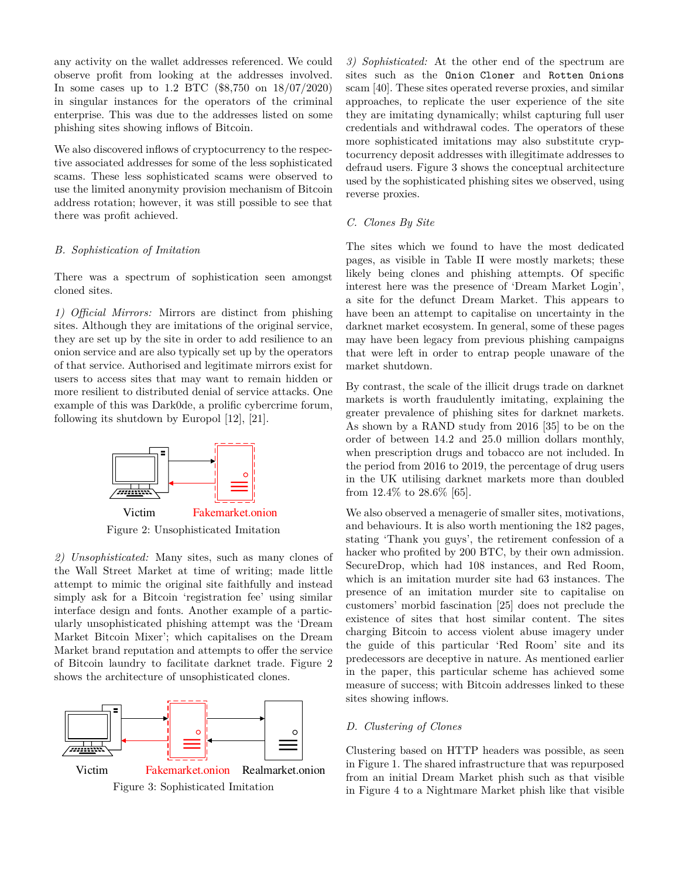any activity on the wallet addresses referenced. We could observe profit from looking at the addresses involved. In some cases up to 1.2 BTC ($8,750 on 18/07/2020) in singular instances for the operators of the criminal enterprise. This was due to the addresses listed on some phishing sites showing inflows of Bitcoin.

We also discovered inflows of cryptocurrency to the respective associated addresses for some of the less sophisticated scams. These less sophisticated scams were observed to use the limited anonymity provision mechanism of Bitcoin address rotation; however, it was still possible to see that there was profit achieved.

### B. Sophistication of Imitation

There was a spectrum of sophistication seen amongst cloned sites.

*1) Official Mirrors:* Mirrors are distinct from phishing sites. Although they are imitations of the original service, they are set up by the site in order to add resilience to an onion service and are also typically set up by the operators of that service. Authorised and legitimate mirrors exist for users to access sites that may want to remain hidden or more resilient to distributed denial of service attacks. One example of this was Dark0de, a prolific cybercrime forum, following its shutdown by Europol [12], [21].

Victim Fakemarket.onion

Figure 2: Unsophisticated Imitation

*2) Unsophisticated:* Many sites, such as many clones of the Wall Street Market at time of writing; made little attempt to mimic the original site faithfully and instead simply ask for a Bitcoin 'registration fee' using similar interface design and fonts. Another example of a particularly unsophisticated phishing attempt was the 'Dream Market Bitcoin Mixer'; which capitalises on the Dream Market brand reputation and attempts to offer the service of Bitcoin laundry to facilitate darknet trade. Figure 2 shows the architecture of unsophisticated clones.

Victim Fakemarket.onion Realmarket.onion

Figure 3: Sophisticated Imitation

*3) Sophisticated:* At the other end of the spectrum are sites such as the `Onion Cloner` and `Rotten Onions` scam [40]. These sites operated reverse proxies, and similar approaches, to replicate the user experience of the site they are imitating dynamically; whilst capturing full user credentials and withdrawal codes. The operators of these more sophisticated imitations may also substitute cryptocurrency deposit addresses with illegitimate addresses to defraud users. Figure 3 shows the conceptual architecture used by the sophisticated phishing sites we observed, using reverse proxies.

### C. Clones By Site

The sites which we found to have the most dedicated pages, as visible in Table II were mostly markets; these likely being clones and phishing attempts. Of specific interest here was the presence of 'Dream Market Login', a site for the defunct Dream Market. This appears to have been an attempt to capitalise on uncertainty in the darknet market ecosystem. In general, some of these pages may have been legacy from previous phishing campaigns that were left in order to entrap people unaware of the market shutdown.

By contrast, the scale of the illicit drugs trade on darknet markets is worth fraudulently imitating, explaining the greater prevalence of phishing sites for darknet markets. As shown by a RAND study from 2016 [35] to be on the order of between 14.2 and 25.0 million dollars monthly, when prescription drugs and tobacco are not included. In the period from 2016 to 2019, the percentage of drug users in the UK utilising darknet markets more than doubled from 12.4% to 28.6% [65].

We also observed a menagerie of smaller sites, motivations, and behaviours. It is also worth mentioning the 182 pages, stating 'Thank you guys', the retirement confession of a hacker who profited by 200 BTC, by their own admission. SecureDrop, which had 108 instances, and Red Room, which is an imitation murder site had 63 instances. The presence of an imitation murder site to capitalise on customers' morbid fascination [25] does not preclude the existence of sites that host similar content. The sites charging Bitcoin to access violent abuse imagery under the guide of this particular 'Red Room' site and its predecessors are deceptive in nature. As mentioned earlier in the paper, this particular scheme has achieved some measure of success; with Bitcoin addresses linked to these sites showing inflows.

### D. Clustering of Clones

Clustering based on HTTP headers was possible, as seen in Figure 1. The shared infrastructure that was repurposed from an initial Dream Market phish such as that visible in Figure 4 to a Nightmare Market phish like that visible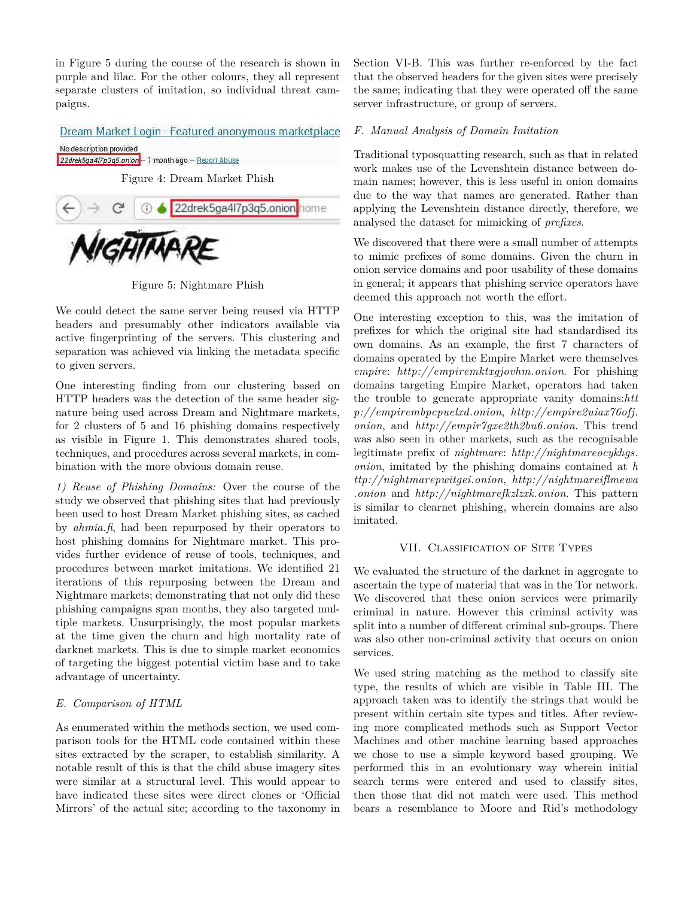in Figure 5 during the course of the research is shown in purple and lilac. For the other colours, they all represent separate clusters of imitation, so individual threat campaigns.

Figure 4: Dream Market Phish

Figure 5: Nightmare Phish

We could detect the same server being reused via HTTP headers and presumably other indicators available via active fingerprinting of the servers. This clustering and separation was achieved via linking the metadata specific to given servers.

One interesting finding from our clustering based on HTTP headers was the detection of the same header signature being used across Dream and Nightmare markets, for 2 clusters of 5 and 16 phishing domains respectively as visible in Figure 1. This demonstrates shared tools, techniques, and procedures across several markets, in combination with the more obvious domain reuse.

*1) Reuse of Phishing Domains:* Over the course of the study we observed that phishing sites that had previously been used to host Dream Market phishing sites, as cached by *ahmia.fi*, had been repurposed by their operators to host phishing domains for Nightmare market. This provides further evidence of reuse of tools, techniques, and procedures between market imitations. We identified 21 iterations of this repurposing between the Dream and Nightmare markets; demonstrating that not only did these phishing campaigns span months, they also targeted multiple markets. Unsurprisingly, the most popular markets at the time given the churn and high mortality rate of darknet markets. This is due to simple market economics of targeting the biggest potential victim base and to take advantage of uncertainty.

### E. Comparison of HTML

As enumerated within the methods section, we used comparison tools for the HTML code contained within these sites extracted by the scraper, to establish similarity. A notable result of this is that the child abuse imagery sites were similar at a structural level. This would appear to have indicated these sites were direct clones or 'Official Mirrors' of the actual site; according to the taxonomy in Section VI-B. This was further re-enforced by the fact that the observed headers for the given sites were precisely the same; indicating that they were operated off the same server infrastructure, or group of servers.

### F. Manual Analysis of Domain Imitation

Traditional typosquatting research, such as that in related work makes use of the Levenshtein distance between domain names; however, this is less useful in onion domains due to the way that names are generated. Rather than applying the Levenshtein distance directly, therefore, we analysed the dataset for mimicking of *prefixes*.

We discovered that there were a small number of attempts to mimic prefixes of some domains. Given the churn in onion service domains and poor usability of these domains in general; it appears that phishing service operators have deemed this approach not worth the effort.

One interesting exception to this, was the imitation of prefixes for which the original site had standardised its own domains. As an example, the first 7 characters of domains operated by the Empire Market were themselves *empire*: *http://empiremktxgjovhm.onion*. For phishing domains targeting Empire Market, operators had taken the trouble to generate appropriate vanity domains:*http://empirembpcpuelxd.onion*, *http://empire2uiax76ofj.onion*, and *http://empir7gxe2th2bu6.onion*. This trend was also seen in other markets, such as the recognisable legitimate prefix of *nightmare*: *http://nightmareocykhgs.onion*, imitated by the phishing domains contained at *http://nightmarepwitgei.onion*, *http://nightmareiflmewa.onion* and *http://nightmarefkzlzxk.onion*. This pattern is similar to clearnet phishing, wherein domains are also imitated.

## VII. Classification of Site Types

We evaluated the structure of the darknet in aggregate to ascertain the type of material that was in the Tor network. We discovered that these onion services were primarily criminal in nature. However this criminal activity was split into a number of different criminal sub-groups. There was also other non-criminal activity that occurs on onion services.

We used string matching as the method to classify site type, the results of which are visible in Table III. The approach taken was to identify the strings that would be present within certain site types and titles. After reviewing more complicated methods such as Support Vector Machines and other machine learning based approaches we chose to use a simple keyword based grouping. We performed this in an evolutionary way wherein initial search terms were entered and used to classify sites, then those that did not match were used. This method bears a resemblance to Moore and Rid's methodology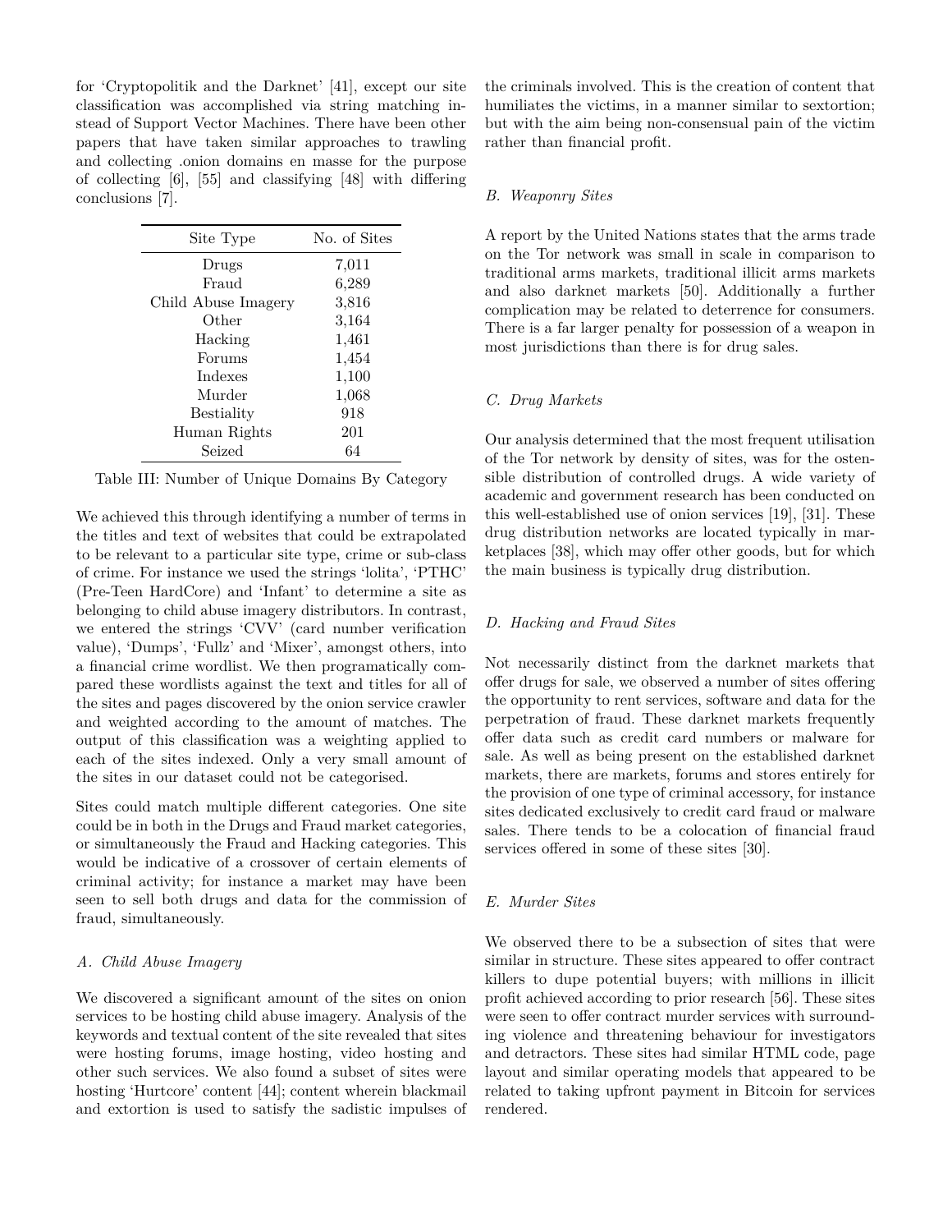for 'Cryptopolitik and the Darknet' [41], except our site classification was accomplished via string matching instead of Support Vector Machines. There have been other papers that have taken similar approaches to trawling and collecting .onion domains en masse for the purpose of collecting [6], [55] and classifying [48] with differing conclusions [7].

| Site Type | No. of Sites |
|---|---|
| Drugs | 7,011 |
| Fraud | 6,289 |
| Child Abuse Imagery | 3,816 |
| Other | 3,164 |
| Hacking | 1,461 |
| Forums | 1,454 |
| Indexes | 1,100 |
| Murder | 1,068 |
| Bestiality | 918 |
| Human Rights | 201 |
| Seized | 64 |

Table III: Number of Unique Domains By Category

We achieved this through identifying a number of terms in the titles and text of websites that could be extrapolated to be relevant to a particular site type, crime or sub-class of crime. For instance we used the strings 'lolita', 'PTHC' (Pre-Teen HardCore) and 'Infant' to determine a site as belonging to child abuse imagery distributors. In contrast, we entered the strings 'CVV' (card number verification value), 'Dumps', 'Fullz' and 'Mixer', amongst others, into a financial crime wordlist. We then programatically compared these wordlists against the text and titles for all of the sites and pages discovered by the onion service crawler and weighted according to the amount of matches. The output of this classification was a weighting applied to each of the sites indexed. Only a very small amount of the sites in our dataset could not be categorised.

Sites could match multiple different categories. One site could be in both in the Drugs and Fraud market categories, or simultaneously the Fraud and Hacking categories. This would be indicative of a crossover of certain elements of criminal activity; for instance a market may have been seen to sell both drugs and data for the commission of fraud, simultaneously.

### *A. Child Abuse Imagery*

We discovered a significant amount of the sites on onion services to be hosting child abuse imagery. Analysis of the keywords and textual content of the site revealed that sites were hosting forums, image hosting, video hosting and other such services. We also found a subset of sites were hosting 'Hurtcore' content [44]; content wherein blackmail and extortion is used to satisfy the sadistic impulses of the criminals involved. This is the creation of content that humiliates the victims, in a manner similar to sextortion; but with the aim being non-consensual pain of the victim rather than financial profit.

### *B. Weaponry Sites*

A report by the United Nations states that the arms trade on the Tor network was small in scale in comparison to traditional arms markets, traditional illicit arms markets and also darknet markets [50]. Additionally a further complication may be related to deterrence for consumers. There is a far larger penalty for possession of a weapon in most jurisdictions than there is for drug sales.

### *C. Drug Markets*

Our analysis determined that the most frequent utilisation of the Tor network by density of sites, was for the ostensible distribution of controlled drugs. A wide variety of academic and government research has been conducted on this well-established use of onion services [19], [31]. These drug distribution networks are located typically in marketplaces [38], which may offer other goods, but for which the main business is typically drug distribution.

### *D. Hacking and Fraud Sites*

Not necessarily distinct from the darknet markets that offer drugs for sale, we observed a number of sites offering the opportunity to rent services, software and data for the perpetration of fraud. These darknet markets frequently offer data such as credit card numbers or malware for sale. As well as being present on the established darknet markets, there are markets, forums and stores entirely for the provision of one type of criminal accessory, for instance sites dedicated exclusively to credit card fraud or malware sales. There tends to be a colocation of financial fraud services offered in some of these sites [30].

### *E. Murder Sites*

We observed there to be a subsection of sites that were similar in structure. These sites appeared to offer contract killers to dupe potential buyers; with millions in illicit profit achieved according to prior research [56]. These sites were seen to offer contract murder services with surrounding violence and threatening behaviour for investigators and detractors. These sites had similar HTML code, page layout and similar operating models that appeared to be related to taking upfront payment in Bitcoin for services rendered.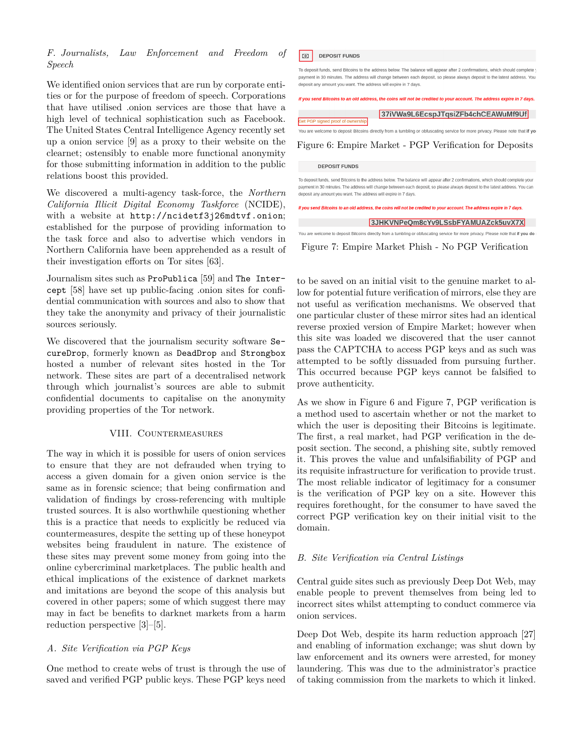### F. Journalists, Law Enforcement and Freedom of Speech

We identified onion services that are run by corporate entities or for the purpose of freedom of speech. Corporations that have utilised .onion services are those that have a high level of technical sophistication such as Facebook. The United States Central Intelligence Agency recently set up a onion service [9] as a proxy to their website on the clearnet; ostensibly to enable more functional anonymity for those submitting information in addition to the public relations boost this provided.

We discovered a multi-agency task-force, the *Northern California Illicit Digital Economy Taskforce* (NCIDE), with a website at `http://ncidetf3j26mdtvf.onion`; established for the purpose of providing information to the task force and also to advertise which vendors in Northern California have been apprehended as a result of their investigation efforts on Tor sites [63].

Journalism sites such as `ProPublica` [59] and `The Intercept` [58] have set up public-facing .onion sites for confidential communication with sources and also to show that they take the anonymity and privacy of their journalistic sources seriously.

We discovered that the journalism security software `SecureDrop`, formerly known as `DeadDrop` and `Strongbox` hosted a number of relevant sites hosted in the Tor network. These sites are part of a decentralised network through which journalist's sources are able to submit confidential documents to capitalise on the anonymity providing properties of the Tor network.

## VIII. Countermeasures

The way in which it is possible for users of onion services to ensure that they are not defrauded when trying to access a given domain for a given onion service is the same as in forensic science; that being confirmation and validation of findings by cross-referencing with multiple trusted sources. It is also worthwhile questioning whether this is a practice that needs to explicitly be reduced via countermeasures, despite the setting up of these honeypot websites being fraudulent in nature. The existence of these sites may prevent some money from going into the online cybercriminal marketplaces. The public health and ethical implications of the existence of darknet markets and imitations are beyond the scope of this analysis but covered in other papers; some of which suggest there may may in fact be benefits to darknet markets from a harm reduction perspective [3]–[5].

### A. Site Verification via PGP Keys

One method to create webs of trust is through the use of saved and verified PGP public keys. These PGP keys need to be saved on an initial visit to the genuine market to allow for potential future verification of mirrors, else they are not useful as verification mechanisms. We observed that one particular cluster of these mirror sites had an identical reverse proxied version of Empire Market; however when this site was loaded we discovered that the user cannot pass the CAPTCHA to access PGP keys and as such was attempted to be softly dissuaded from pursuing further. This occurred because PGP keys cannot be falsified to prove authenticity.

DEPOSIT FUNDS

To deposit funds, send Bitcoins to the address below. The balance will appear after 2 confirmations, which should complete your payment in 30 minutes. The address will change between each deposit, so please always deposit to the latest address. You can deposit any amount you want. The address will expire in 7 days.

*If you send Bitcoins to an old address, the coins will not be credited to your account. The address expire in 7 days.*

37iVWa9L6EcspJTqsiZFb4chCEAWuMf9Uf

Get PGP signed proof of ownership

You are welcome to deposit Bitcoins directly from a tumbling or obfuscating service for more privacy. Please note that if yo

Figure 6: Empire Market - PGP Verification for Deposits

DEPOSIT FUNDS

To deposit funds, send Bitcoins to the address below. The balance will appear after 2 confirmations, which should complete your payment in 30 minutes. The address will change between each deposit, so please always deposit to the latest address. You can deposit any amount you want. The address will expire in 7 days.

*If you send Bitcoins to an old address, the coins will not be credited to your account. The address expire in 7 days.*

3JHKVNPeQm8cYv9LSsbFYAMUAZck5uvX7X

You are welcome to deposit Bitcoins directly from a tumbling or obfuscating service for more privacy. Please note that if you do

Figure 7: Empire Market Phish - No PGP Verification

As we show in Figure 6 and Figure 7, PGP verification is a method used to ascertain whether or not the market to which the user is depositing their Bitcoins is legitimate. The first, a real market, had PGP verification in the deposit section. The second, a phishing site, subtly removed it. This proves the value and unfalsifiability of PGP and its requisite infrastructure for verification to provide trust. The most reliable indicator of legitimacy for a consumer is the verification of PGP key on a site. However this requires forethought, for the consumer to have saved the correct PGP verification key on their initial visit to the domain.

### B. Site Verification via Central Listings

Central guide sites such as previously Deep Dot Web, may enable people to prevent themselves from being led to incorrect sites whilst attempting to conduct commerce via onion services.

Deep Dot Web, despite its harm reduction approach [27] and enabling of information exchange; was shut down by law enforcement and its owners were arrested, for money laundering. This was due to the administrator's practice of taking commission from the markets to which it linked.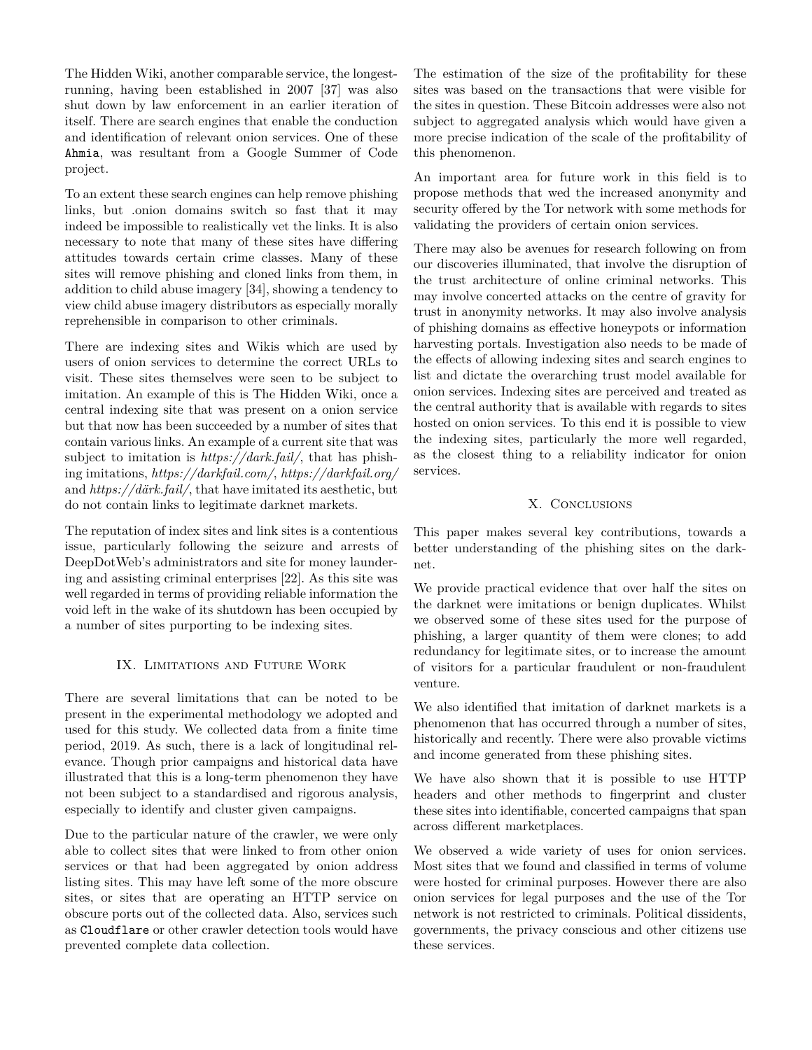The Hidden Wiki, another comparable service, the longest-running, having been established in 2007 [37] was also shut down by law enforcement in an earlier iteration of itself. There are search engines that enable the conduction and identification of relevant onion services. One of these `Ahmia`, was resultant from a Google Summer of Code project.

To an extent these search engines can help remove phishing links, but .onion domains switch so fast that it may indeed be impossible to realistically vet the links. It is also necessary to note that many of these sites have differing attitudes towards certain crime classes. Many of these sites will remove phishing and cloned links from them, in addition to child abuse imagery [34], showing a tendency to view child abuse imagery distributors as especially morally reprehensible in comparison to other criminals.

There are indexing sites and Wikis which are used by users of onion services to determine the correct URLs to visit. These sites themselves were seen to be subject to imitation. An example of this is The Hidden Wiki, once a central indexing site that was present on a onion service but that now has been succeeded by a number of sites that contain various links. An example of a current site that was subject to imitation is *https://dark.fail/*, that has phishing imitations, *https://darkfail.com/*, *https://darkfail.org/* and *https://därk.fail/*, that have imitated its aesthetic, but do not contain links to legitimate darknet markets.

The reputation of index sites and link sites is a contentious issue, particularly following the seizure and arrests of DeepDotWeb's administrators and site for money laundering and assisting criminal enterprises [22]. As this site was well regarded in terms of providing reliable information the void left in the wake of its shutdown has been occupied by a number of sites purporting to be indexing sites.

## IX. Limitations and Future Work

There are several limitations that can be noted to be present in the experimental methodology we adopted and used for this study. We collected data from a finite time period, 2019. As such, there is a lack of longitudinal relevance. Though prior campaigns and historical data have illustrated that this is a long-term phenomenon they have not been subject to a standardised and rigorous analysis, especially to identify and cluster given campaigns.

Due to the particular nature of the crawler, we were only able to collect sites that were linked to from other onion services or that had been aggregated by onion address listing sites. This may have left some of the more obscure sites, or sites that are operating an HTTP service on obscure ports out of the collected data. Also, services such as `Cloudflare` or other crawler detection tools would have prevented complete data collection.

The estimation of the size of the profitability for these sites was based on the transactions that were visible for the sites in question. These Bitcoin addresses were also not subject to aggregated analysis which would have given a more precise indication of the scale of the profitability of this phenomenon.

An important area for future work in this field is to propose methods that wed the increased anonymity and security offered by the Tor network with some methods for validating the providers of certain onion services.

There may also be avenues for research following on from our discoveries illuminated, that involve the disruption of the trust architecture of online criminal networks. This may involve concerted attacks on the centre of gravity for trust in anonymity networks. It may also involve analysis of phishing domains as effective honeypots or information harvesting portals. Investigation also needs to be made of the effects of allowing indexing sites and search engines to list and dictate the overarching trust model available for onion services. Indexing sites are perceived and treated as the central authority that is available with regards to sites hosted on onion services. To this end it is possible to view the indexing sites, particularly the more well regarded, as the closest thing to a reliability indicator for onion services.

## X. Conclusions

This paper makes several key contributions, towards a better understanding of the phishing sites on the darknet.

We provide practical evidence that over half the sites on the darknet were imitations or benign duplicates. Whilst we observed some of these sites used for the purpose of phishing, a larger quantity of them were clones; to add redundancy for legitimate sites, or to increase the amount of visitors for a particular fraudulent or non-fraudulent venture.

We also identified that imitation of darknet markets is a phenomenon that has occurred through a number of sites, historically and recently. There were also provable victims and income generated from these phishing sites.

We have also shown that it is possible to use HTTP headers and other methods to fingerprint and cluster these sites into identifiable, concerted campaigns that span across different marketplaces.

We observed a wide variety of uses for onion services. Most sites that we found and classified in terms of volume were hosted for criminal purposes. However there are also onion services for legal purposes and the use of the Tor network is not restricted to criminals. Political dissidents, governments, the privacy conscious and other citizens use these services.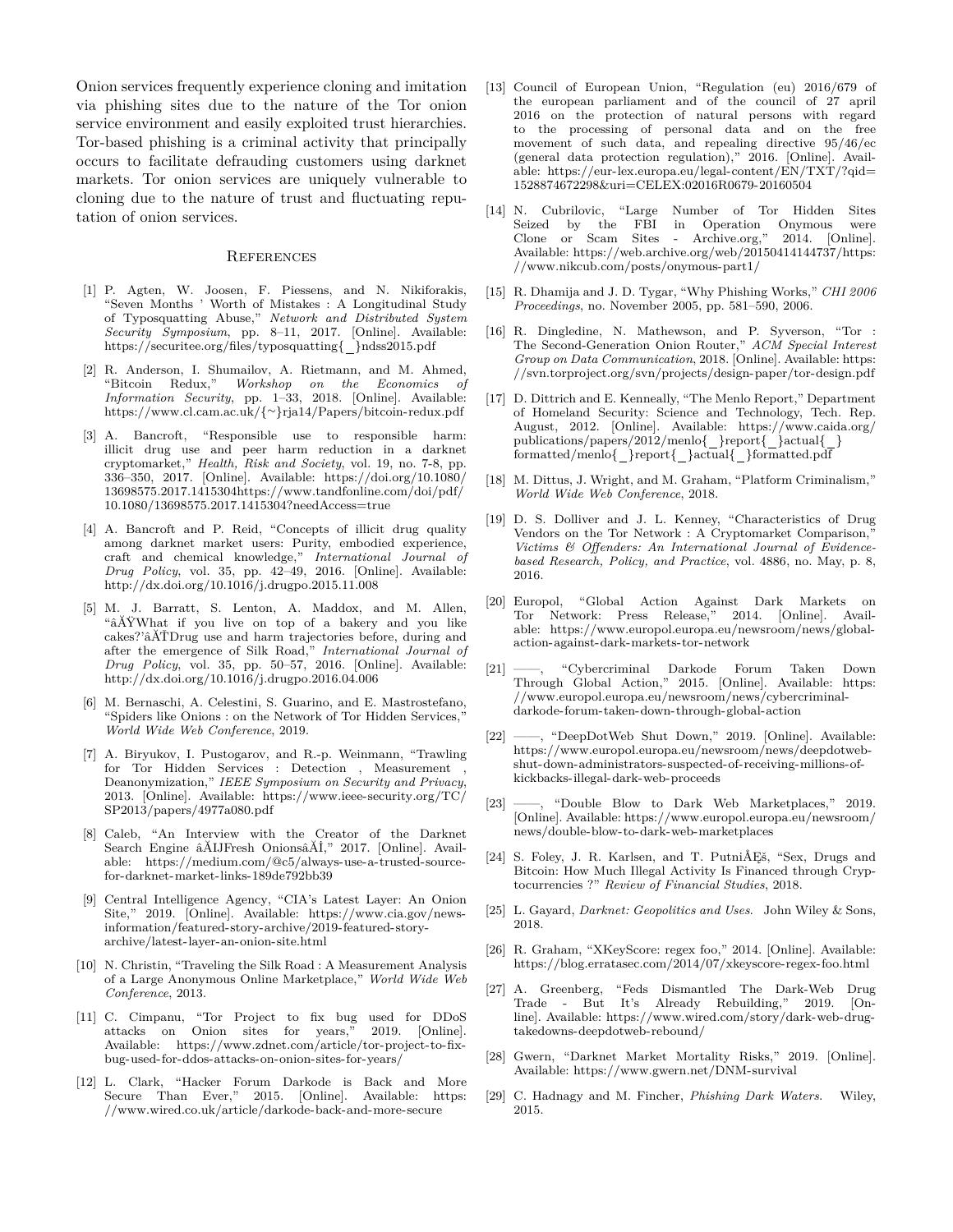Onion services frequently experience cloning and imitation via phishing sites due to the nature of the Tor onion service environment and easily exploited trust hierarchies. Tor-based phishing is a criminal activity that principally occurs to facilitate defrauding customers using darknet markets. Tor onion services are uniquely vulnerable to cloning due to the nature of trust and fluctuating reputation of onion services.

## References

[1] P. Agten, W. Joosen, F. Piessens, and N. Nikiforakis, "Seven Months ' Worth of Mistakes : A Longitudinal Study of Typosquatting Abuse," *Network and Distributed System Security Symposium*, pp. 8–11, 2017. [Online]. Available: https://securitee.org/files/typosquatting{_}ndss2015.pdf

[2] R. Anderson, I. Shumailov, A. Rietmann, and M. Ahmed, "Bitcoin Redux," *Workshop on the Economics of Information Security*, pp. 1–33, 2018. [Online]. Available: https://www.cl.cam.ac.uk/{~}rja14/Papers/bitcoin-redux.pdf

[3] A. Bancroft, "Responsible use to responsible harm: illicit drug use and peer harm reduction in a darknet cryptomarket," *Health, Risk and Society*, vol. 19, no. 7-8, pp. 336–350, 2017. [Online]. Available: https://doi.org/10.1080/13698575.2017.1415304https://www.tandfonline.com/doi/pdf/10.1080/13698575.2017.1415304?needAccess=true

[4] A. Bancroft and P. Reid, "Concepts of illicit drug quality among darknet market users: Purity, embodied experience, craft and chemical knowledge," *International Journal of Drug Policy*, vol. 35, pp. 42–49, 2016. [Online]. Available: http://dx.doi.org/10.1016/j.drugpo.2015.11.008

[5] M. J. Barratt, S. Lenton, A. Maddox, and M. Allen, "âĂŸWhat if you live on top of a bakery and you like cakes?'âĂŤDrug use and harm trajectories before, during and after the emergence of Silk Road," *International Journal of Drug Policy*, vol. 35, pp. 50–57, 2016. [Online]. Available: http://dx.doi.org/10.1016/j.drugpo.2016.04.006

[6] M. Bernaschi, A. Celestini, S. Guarino, and E. Mastrostefano, "Spiders like Onions : on the Network of Tor Hidden Services," *World Wide Web Conference*, 2019.

[7] A. Biryukov, I. Pustogarov, and R.-p. Weinmann, "Trawling for Tor Hidden Services : Detection , Measurement , Deanonymization," *IEEE Symposium on Security and Privacy*, 2013. [Online]. Available: https://www.ieee-security.org/TC/SP2013/papers/4977a080.pdf

[8] Caleb, "An Interview with the Creator of the Darknet Search Engine âĂIJFresh OnionsâĂİ," 2017. [Online]. Available: https://medium.com/@c5/always-use-a-trusted-source-for-darknet-market-links-189de792bb39

[9] Central Intelligence Agency, "CIA's Latest Layer: An Onion Site," 2019. [Online]. Available: https://www.cia.gov/news-information/featured-story-archive/2019-featured-story-archive/latest-layer-an-onion-site.html

[10] N. Christin, "Traveling the Silk Road : A Measurement Analysis of a Large Anonymous Online Marketplace," *World Wide Web Conference*, 2013.

[11] C. Cimpanu, "Tor Project to fix bug used for DDoS attacks on Onion sites for years," 2019. [Online]. Available: https://www.zdnet.com/article/tor-project-to-fix-bug-used-for-ddos-attacks-on-onion-sites-for-years/

[12] L. Clark, "Hacker Forum Darkode is Back and More Secure Than Ever," 2015. [Online]. Available: https://www.wired.co.uk/article/darkode-back-and-more-secure

[13] Council of European Union, "Regulation (eu) 2016/679 of the european parliament and of the council of 27 april 2016 on the protection of natural persons with regard to the processing of personal data and on the free movement of such data, and repealing directive 95/46/ec (general data protection regulation)," 2016. [Online]. Available: https://eur-lex.europa.eu/legal-content/EN/TXT/?qid=1528874672298&uri=CELEX:02016R0679-20160504

[14] N. Cubrilovic, "Large Number of Tor Hidden Sites Seized by the FBI in Operation Onymous were Clone or Scam Sites - Archive.org," 2014. [Online]. Available: https://web.archive.org/web/20150414144737/https://www.nikcub.com/posts/onymous-part1/

[15] R. Dhamija and J. D. Tygar, "Why Phishing Works," *CHI 2006 Proceedings*, no. November 2005, pp. 581–590, 2006.

[16] R. Dingledine, N. Mathewson, and P. Syverson, "Tor : The Second-Generation Onion Router," *ACM Special Interest Group on Data Communication*, 2018. [Online]. Available: https://svn.torproject.org/svn/projects/design-paper/tor-design.pdf

[17] D. Dittrich and E. Kenneally, "The Menlo Report," Department of Homeland Security: Science and Technology, Tech. Rep. August, 2012. [Online]. Available: https://www.caida.org/publications/papers/2012/menlo{_}report{_}actual{_}formatted/menlo{_}report{_}actual{_}formatted.pdf

[18] M. Dittus, J. Wright, and M. Graham, "Platform Criminalism," *World Wide Web Conference*, 2018.

[19] D. S. Dolliver and J. L. Kenney, "Characteristics of Drug Vendors on the Tor Network : A Cryptomarket Comparison," *Victims & Offenders: An International Journal of Evidence-based Research, Policy, and Practice*, vol. 4886, no. May, p. 8, 2016.

[20] Europol, "Global Action Against Dark Markets on Tor Network: Press Release," 2014. [Online]. Available: https://www.europol.europa.eu/newsroom/news/global-action-against-dark-markets-tor-network

[21] ——, "Cybercriminal Darkode Forum Taken Down Through Global Action," 2015. [Online]. Available: https://www.europol.europa.eu/newsroom/news/cybercriminal-darkode-forum-taken-down-through-global-action

[22] ——, "DeepDotWeb Shut Down," 2019. [Online]. Available: https://www.europol.europa.eu/newsroom/news/deepdotweb-shut-down-administrators-suspected-of-receiving-millions-of-kickbacks-illegal-dark-web-proceeds

[23] ——, "Double Blow to Dark Web Marketplaces," 2019. [Online]. Available: https://www.europol.europa.eu/newsroom/news/double-blow-to-dark-web-marketplaces

[24] S. Foley, J. R. Karlsen, and T. PutniÅĘš, "Sex, Drugs and Bitcoin: How Much Illegal Activity Is Financed through Cryptocurrencies ?" *Review of Financial Studies*, 2018.

[25] L. Gayard, *Darknet: Geopolitics and Uses*. John Wiley & Sons, 2018.

[26] R. Graham, "XKeyScore: regex foo," 2014. [Online]. Available: https://blog.erratasec.com/2014/07/xkeyscore-regex-foo.html

[27] A. Greenberg, "Feds Dismantled The Dark-Web Drug Trade - But It's Already Rebuilding," 2019. [Online]. Available: https://www.wired.com/story/dark-web-drug-takedowns-deepdotweb-rebound/

[28] Gwern, "Darknet Market Mortality Risks," 2019. [Online]. Available: https://www.gwern.net/DNM-survival

[29] C. Hadnagy and M. Fincher, *Phishing Dark Waters*. Wiley, 2015.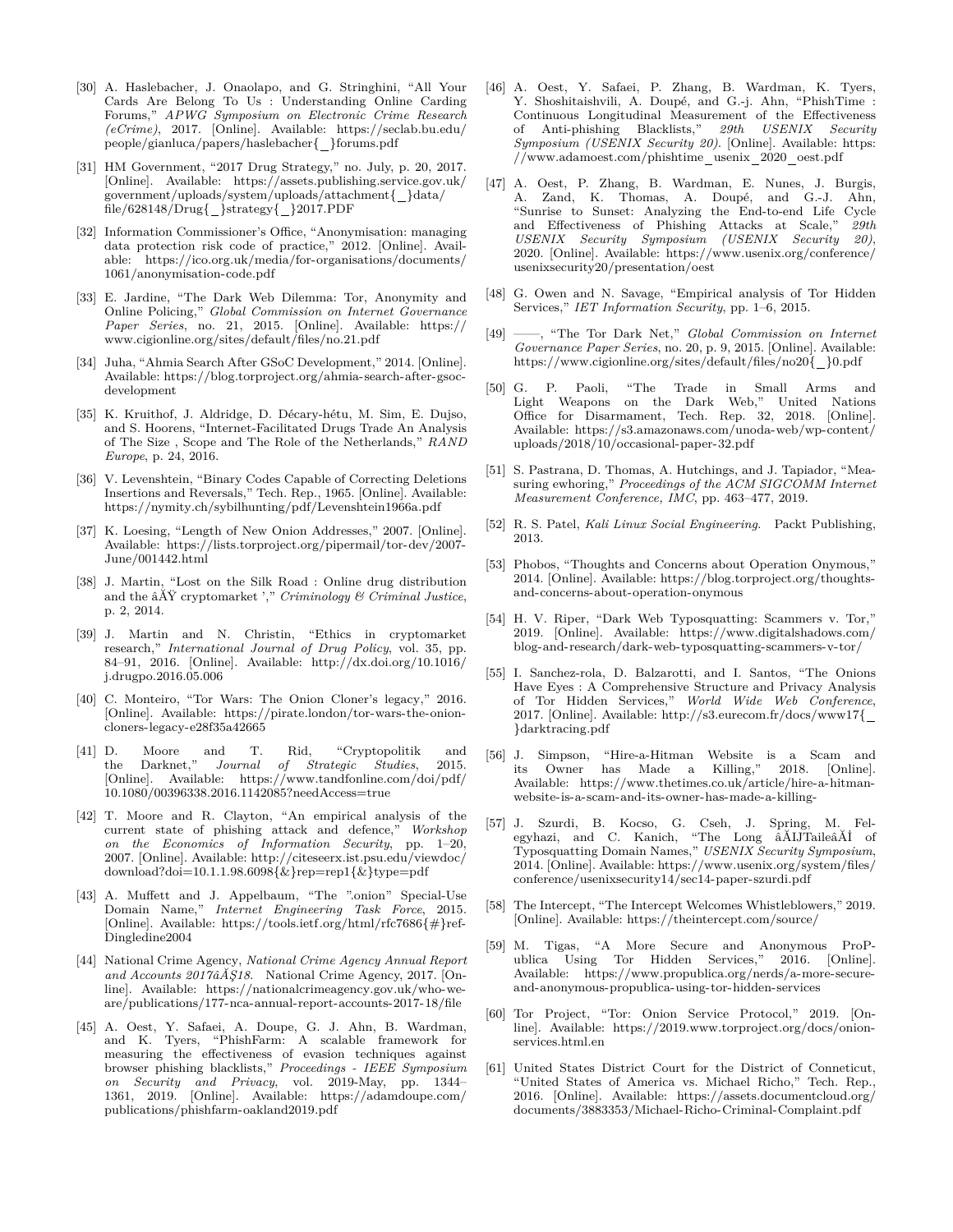[30] A. Haslebacher, J. Onaolapo, and G. Stringhini, "All Your Cards Are Belong To Us : Understanding Online Carding Forums," *APWG Symposium on Electronic Crime Research (eCrime)*, 2017. [Online]. Available: https://seclab.bu.edu/people/gianluca/papers/haslebacher{_}forums.pdf

[31] HM Government, "2017 Drug Strategy," no. July, p. 20, 2017. [Online]. Available: https://assets.publishing.service.gov.uk/government/uploads/system/uploads/attachment{_}data/file/628148/Drug{_}strategy{_}2017.PDF

[32] Information Commissioner's Office, "Anonymisation: managing data protection risk code of practice," 2012. [Online]. Available: https://ico.org.uk/media/for-organisations/documents/1061/anonymisation-code.pdf

[33] E. Jardine, "The Dark Web Dilemma: Tor, Anonymity and Online Policing," *Global Commission on Internet Governance Paper Series*, no. 21, 2015. [Online]. Available: https://www.cigionline.org/sites/default/files/no.21.pdf

[34] Juha, "Ahmia Search After GSoC Development," 2014. [Online]. Available: https://blog.torproject.org/ahmia-search-after-gsoc-development

[35] K. Kruithof, J. Aldridge, D. Décary-hétu, M. Sim, E. Dujso, and S. Hoorens, "Internet-Facilitated Drugs Trade An Analysis of The Size , Scope and The Role of the Netherlands," *RAND Europe*, p. 24, 2016.

[36] V. Levenshtein, "Binary Codes Capable of Correcting Deletions Insertions and Reversals," Tech. Rep., 1965. [Online]. Available: https://nymity.ch/sybilhunting/pdf/Levenshtein1966a.pdf

[37] K. Loesing, "Length of New Onion Addresses," 2007. [Online]. Available: https://lists.torproject.org/pipermail/tor-dev/2007-June/001442.html

[38] J. Martin, "Lost on the Silk Road : Online drug distribution and the âĂŸ cryptomarket '," *Criminology & Criminal Justice*, p. 2, 2014.

[39] J. Martin and N. Christin, "Ethics in cryptomarket research," *International Journal of Drug Policy*, vol. 35, pp. 84–91, 2016. [Online]. Available: http://dx.doi.org/10.1016/j.drugpo.2016.05.006

[40] C. Monteiro, "Tor Wars: The Onion Cloner's legacy," 2016. [Online]. Available: https://pirate.london/tor-wars-the-onion-cloners-legacy-e28f35a42665

[41] D. Moore and T. Rid, "Cryptopolitik and the Darknet," *Journal of Strategic Studies*, 2015. [Online]. Available: https://www.tandfonline.com/doi/pdf/10.1080/00396338.2016.1142085?needAccess=true

[42] T. Moore and R. Clayton, "An empirical analysis of the current state of phishing attack and defence," *Workshop on the Economics of Information Security*, pp. 1–20, 2007. [Online]. Available: http://citeseerx.ist.psu.edu/viewdoc/download?doi=10.1.1.98.6098{&}rep=rep1{&}type=pdf

[43] A. Muffett and J. Appelbaum, "The ".onion" Special-Use Domain Name," *Internet Engineering Task Force*, 2015. [Online]. Available: https://tools.ietf.org/html/rfc7686{#}ref-Dingledine2004

[44] National Crime Agency, *National Crime Agency Annual Report and Accounts 2017âĂŞ18*. National Crime Agency, 2017. [Online]. Available: https://nationalcrimeagency.gov.uk/who-we-are/publications/177-nca-annual-report-accounts-2017-18/file

[45] A. Oest, Y. Safaei, A. Doupe, G. J. Ahn, B. Wardman, and K. Tyers, "PhishFarm: A scalable framework for measuring the effectiveness of evasion techniques against browser phishing blacklists," *Proceedings - IEEE Symposium on Security and Privacy*, vol. 2019-May, pp. 1344–1361, 2019. [Online]. Available: https://adamdoupe.com/publications/phishfarm-oakland2019.pdf

[46] A. Oest, Y. Safaei, P. Zhang, B. Wardman, K. Tyers, Y. Shoshitaishvili, A. Doupé, and G.-j. Ahn, "PhishTime : Continuous Longitudinal Measurement of the Effectiveness of Anti-phishing Blacklists," *29th USENIX Security Symposium (USENIX Security 20)*. [Online]. Available: https://www.adamoest.com/phishtime_usenix_2020_oest.pdf

[47] A. Oest, P. Zhang, B. Wardman, E. Nunes, J. Burgis, A. Zand, K. Thomas, A. Doupé, and G.-J. Ahn, "Sunrise to Sunset: Analyzing the End-to-end Life Cycle and Effectiveness of Phishing Attacks at Scale," *29th USENIX Security Symposium (USENIX Security 20)*, 2020. [Online]. Available: https://www.usenix.org/conference/usenixsecurity20/presentation/oest

[48] G. Owen and N. Savage, "Empirical analysis of Tor Hidden Services," *IET Information Security*, pp. 1–6, 2015.

[49] ——, "The Tor Dark Net," *Global Commission on Internet Governance Paper Series*, no. 20, p. 9, 2015. [Online]. Available: https://www.cigionline.org/sites/default/files/no20{_}0.pdf

[50] G. P. Paoli, "The Trade in Small Arms and Light Weapons on the Dark Web," United Nations Office for Disarmament, Tech. Rep. 32, 2018. [Online]. Available: https://s3.amazonaws.com/unoda-web/wp-content/uploads/2018/10/occasional-paper-32.pdf

[51] S. Pastrana, D. Thomas, A. Hutchings, and J. Tapiador, "Measuring ewhoring," *Proceedings of the ACM SIGCOMM Internet Measurement Conference, IMC*, pp. 463–477, 2019.

[52] R. S. Patel, *Kali Linux Social Engineering*. Packt Publishing, 2013.

[53] Phobos, "Thoughts and Concerns about Operation Onymous," 2014. [Online]. Available: https://blog.torproject.org/thoughts-and-concerns-about-operation-onymous

[54] H. V. Riper, "Dark Web Typosquatting: Scammers v. Tor," 2019. [Online]. Available: https://www.digitalshadows.com/blog-and-research/dark-web-typosquatting-scammers-v-tor/

[55] I. Sanchez-rola, D. Balzarotti, and I. Santos, "The Onions Have Eyes : A Comprehensive Structure and Privacy Analysis of Tor Hidden Services," *World Wide Web Conference*, 2017. [Online]. Available: http://s3.eurecom.fr/docs/www17{_}darktracing.pdf

[56] J. Simpson, "Hire-a-Hitman Website is a Scam and its Owner has Made a Killing," 2018. [Online]. Available: https://www.thetimes.co.uk/article/hire-a-hitman-website-is-a-scam-and-its-owner-has-made-a-killing-

[57] J. Szurdi, B. Kocso, G. Cseh, J. Spring, M. Felegyhazi, and C. Kanich, "The Long âĂIJTaileâĂİ of Typosquatting Domain Names," *USENIX Security Symposium*, 2014. [Online]. Available: https://www.usenix.org/system/files/conference/usenixsecurity14/sec14-paper-szurdi.pdf

[58] The Intercept, "The Intercept Welcomes Whistleblowers," 2019. [Online]. Available: https://theintercept.com/source/

[59] M. Tigas, "A More Secure and Anonymous ProPublica Using Tor Hidden Services," 2016. [Online]. Available: https://www.propublica.org/nerds/a-more-secure-and-anonymous-propublica-using-tor-hidden-services

[60] Tor Project, "Tor: Onion Service Protocol," 2019. [Online]. Available: https://2019.www.torproject.org/docs/onion-services.html.en

[61] United States District Court for the District of Conneticut, "United States of America vs. Michael Richo," Tech. Rep., 2016. [Online]. Available: https://assets.documentcloud.org/documents/3883353/Michael-Richo-Criminal-Complaint.pdf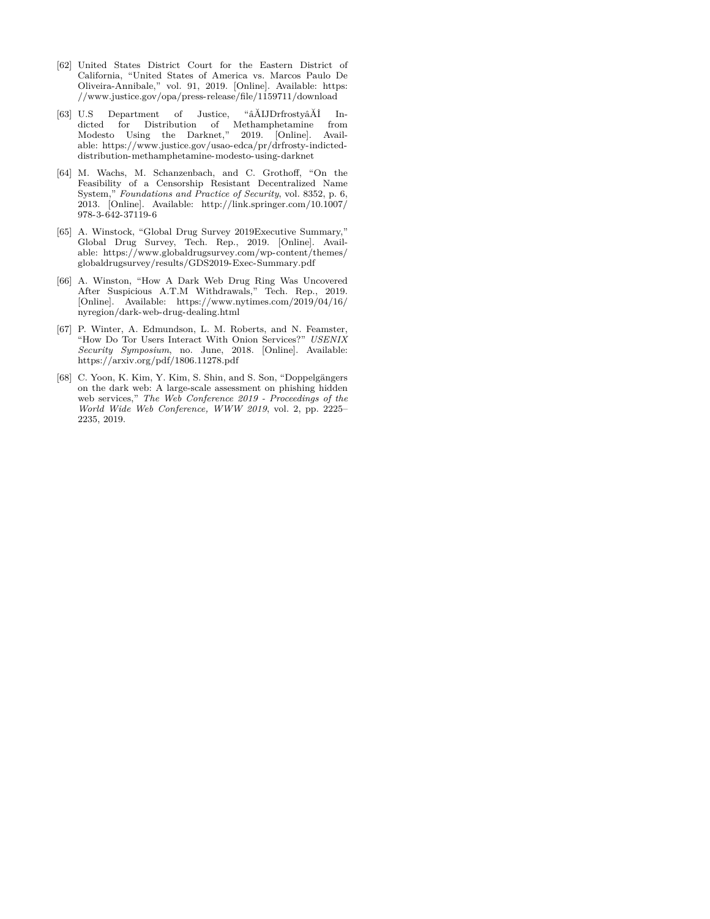[62] United States District Court for the Eastern District of California, "United States of America vs. Marcos Paulo De Oliveira-Annibale," vol. 91, 2019. [Online]. Available: https://www.justice.gov/opa/press-release/file/1159711/download

[63] U.S Department of Justice, "âĂIJDrfrostyâĂİ Indicted for Distribution of Methamphetamine from Modesto Using the Darknet," 2019. [Online]. Available: https://www.justice.gov/usao-edca/pr/drfrosty-indicted-distribution-methamphetamine-modesto-using-darknet

[64] M. Wachs, M. Schanzenbach, and C. Grothoff, "On the Feasibility of a Censorship Resistant Decentralized Name System," *Foundations and Practice of Security*, vol. 8352, p. 6, 2013. [Online]. Available: http://link.springer.com/10.1007/978-3-642-37119-6

[65] A. Winstock, "Global Drug Survey 2019Executive Summary," Global Drug Survey, Tech. Rep., 2019. [Online]. Available: https://www.globaldrugsurvey.com/wp-content/themes/globaldrugsurvey/results/GDS2019-Exec-Summary.pdf

[66] A. Winston, "How A Dark Web Drug Ring Was Uncovered After Suspicious A.T.M Withdrawals," Tech. Rep., 2019. [Online]. Available: https://www.nytimes.com/2019/04/16/nyregion/dark-web-drug-dealing.html

[67] P. Winter, A. Edmundson, L. M. Roberts, and N. Feamster, "How Do Tor Users Interact With Onion Services?" *USENIX Security Symposium*, no. June, 2018. [Online]. Available: https://arxiv.org/pdf/1806.11278.pdf

[68] C. Yoon, K. Kim, Y. Kim, S. Shin, and S. Son, "Doppelgängers on the dark web: A large-scale assessment on phishing hidden web services," *The Web Conference 2019 - Proceedings of the World Wide Web Conference, WWW 2019*, vol. 2, pp. 2225–2235, 2019.